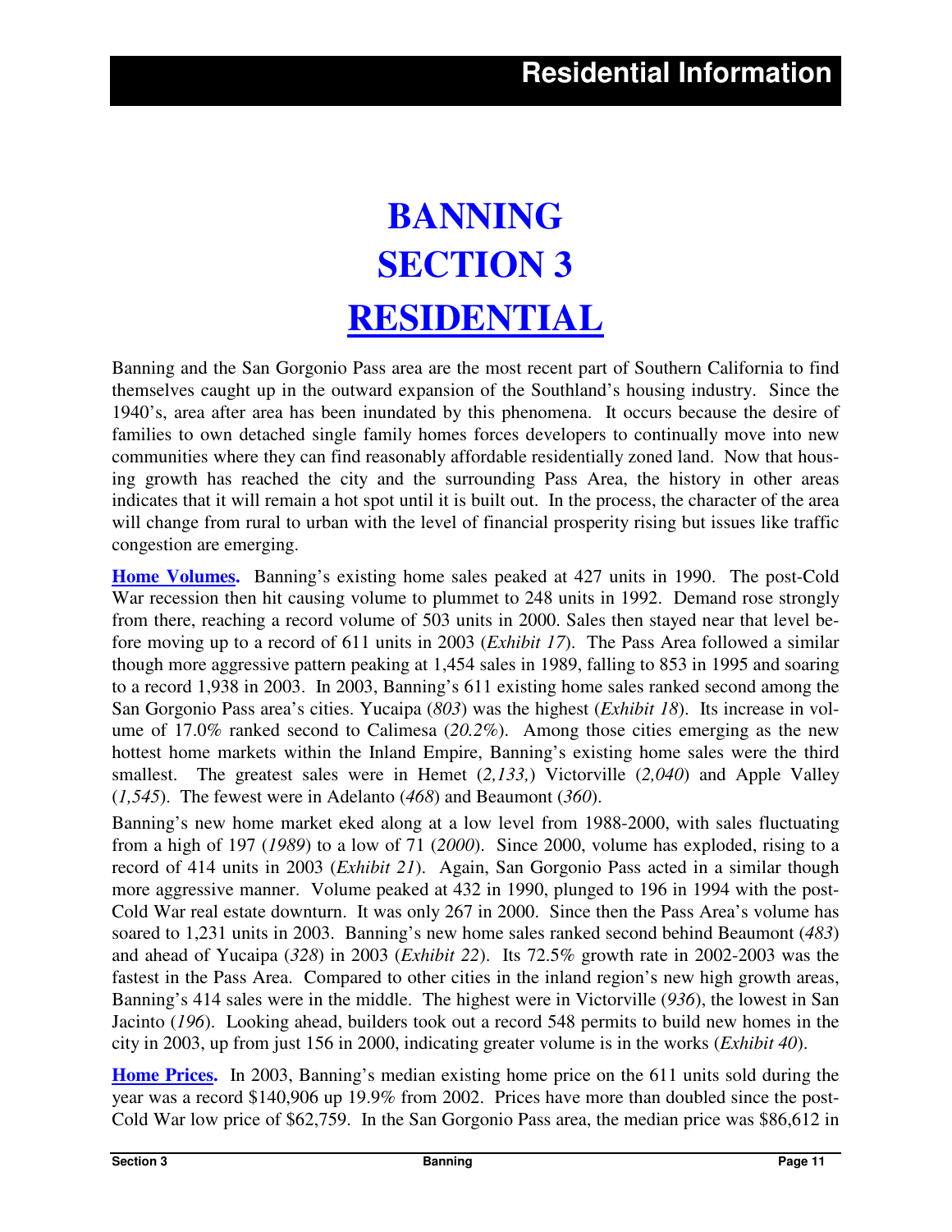# BANNING
# SECTION 3
# RESIDENTIAL

Banning and the San Gorgonio Pass area are the most recent part of Southern California to find themselves caught up in the outward expansion of the Southland's housing industry. Since the 1940's, area after area has been inundated by this phenomena. It occurs because the desire of families to own detached single family homes forces developers to continually move into new communities where they can find reasonably affordable residentially zoned land. Now that housing growth has reached the city and the surrounding Pass Area, the history in other areas indicates that it will remain a hot spot until it is built out. In the process, the character of the area will change from rural to urban with the level of financial prosperity rising but issues like traffic congestion are emerging.

**Home Volumes.** Banning's existing home sales peaked at 427 units in 1990. The post-Cold War recession then hit causing volume to plummet to 248 units in 1992. Demand rose strongly from there, reaching a record volume of 503 units in 2000. Sales then stayed near that level before moving up to a record of 611 units in 2003 (*Exhibit 17*). The Pass Area followed a similar though more aggressive pattern peaking at 1,454 sales in 1989, falling to 853 in 1995 and soaring to a record 1,938 in 2003. In 2003, Banning's 611 existing home sales ranked second among the San Gorgonio Pass area's cities. Yucaipa (*803*) was the highest (*Exhibit 18*). Its increase in volume of 17.0% ranked second to Calimesa (*20.2%*). Among those cities emerging as the new hottest home markets within the Inland Empire, Banning's existing home sales were the third smallest. The greatest sales were in Hemet (*2,133,*) Victorville (*2,040*) and Apple Valley (*1,545*). The fewest were in Adelanto (*468*) and Beaumont (*360*).

Banning's new home market eked along at a low level from 1988-2000, with sales fluctuating from a high of 197 (*1989*) to a low of 71 (*2000*). Since 2000, volume has exploded, rising to a record of 414 units in 2003 (*Exhibit 21*). Again, San Gorgonio Pass acted in a similar though more aggressive manner. Volume peaked at 432 in 1990, plunged to 196 in 1994 with the post-Cold War real estate downturn. It was only 267 in 2000. Since then the Pass Area's volume has soared to 1,231 units in 2003. Banning's new home sales ranked second behind Beaumont (*483*) and ahead of Yucaipa (*328*) in 2003 (*Exhibit 22*). Its 72.5% growth rate in 2002-2003 was the fastest in the Pass Area. Compared to other cities in the inland region's new high growth areas, Banning's 414 sales were in the middle. The highest were in Victorville (*936*), the lowest in San Jacinto (*196*). Looking ahead, builders took out a record 548 permits to build new homes in the city in 2003, up from just 156 in 2000, indicating greater volume is in the works (*Exhibit 40*).

**Home Prices.** In 2003, Banning's median existing home price on the 611 units sold during the year was a record $140,906 up 19.9% from 2002. Prices have more than doubled since the post-Cold War low price of $62,759. In the San Gorgonio Pass area, the median price was $86,612 in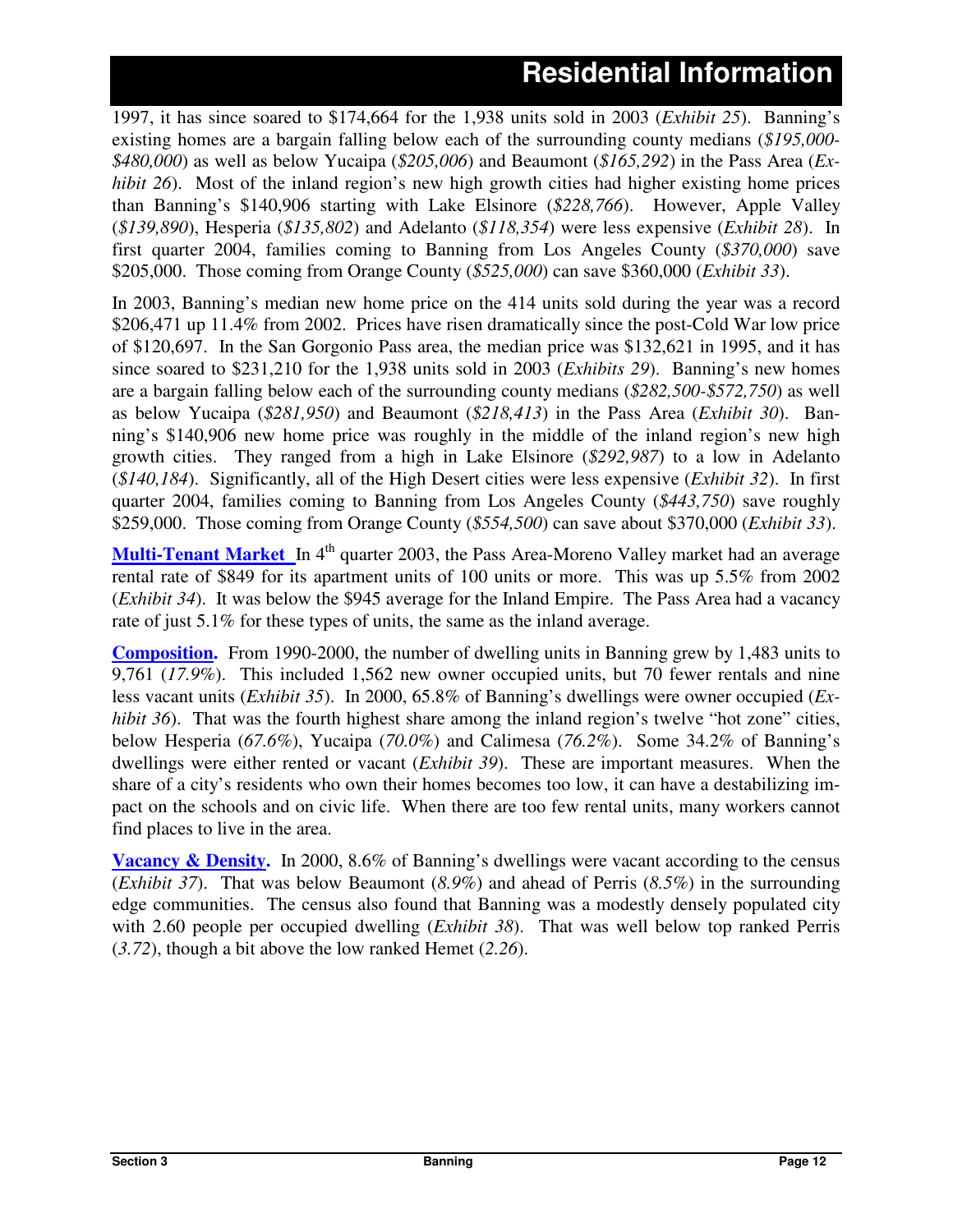1997, it has since soared to $174,664 for the 1,938 units sold in 2003 (*Exhibit 25*). Banning's existing homes are a bargain falling below each of the surrounding county medians (*$195,000-$480,000*) as well as below Yucaipa (*$205,006*) and Beaumont (*$165,292*) in the Pass Area (*Exhibit 26*). Most of the inland region's new high growth cities had higher existing home prices than Banning's $140,906 starting with Lake Elsinore (*$228,766*). However, Apple Valley (*$139,890*), Hesperia (*$135,802*) and Adelanto (*$118,354*) were less expensive (*Exhibit 28*). In first quarter 2004, families coming to Banning from Los Angeles County (*$370,000*) save $205,000. Those coming from Orange County (*$525,000*) can save $360,000 (*Exhibit 33*).

In 2003, Banning's median new home price on the 414 units sold during the year was a record $206,471 up 11.4% from 2002. Prices have risen dramatically since the post-Cold War low price of $120,697. In the San Gorgonio Pass area, the median price was $132,621 in 1995, and it has since soared to $231,210 for the 1,938 units sold in 2003 (*Exhibits 29*). Banning's new homes are a bargain falling below each of the surrounding county medians (*$282,500-$572,750*) as well as below Yucaipa (*$281,950*) and Beaumont (*$218,413*) in the Pass Area (*Exhibit 30*). Banning's $140,906 new home price was roughly in the middle of the inland region's new high growth cities. They ranged from a high in Lake Elsinore (*$292,987*) to a low in Adelanto (*$140,184*). Significantly, all of the High Desert cities were less expensive (*Exhibit 32*). In first quarter 2004, families coming to Banning from Los Angeles County (*$443,750*) save roughly $259,000. Those coming from Orange County (*$554,500*) can save about $370,000 (*Exhibit 33*).

**Multi-Tenant Market** In 4th quarter 2003, the Pass Area-Moreno Valley market had an average rental rate of $849 for its apartment units of 100 units or more. This was up 5.5% from 2002 (*Exhibit 34*). It was below the $945 average for the Inland Empire. The Pass Area had a vacancy rate of just 5.1% for these types of units, the same as the inland average.

**Composition.** From 1990-2000, the number of dwelling units in Banning grew by 1,483 units to 9,761 (*17.9%*). This included 1,562 new owner occupied units, but 70 fewer rentals and nine less vacant units (*Exhibit 35*). In 2000, 65.8% of Banning's dwellings were owner occupied (*Exhibit 36*). That was the fourth highest share among the inland region's twelve "hot zone" cities, below Hesperia (*67.6%*), Yucaipa (*70.0%*) and Calimesa (*76.2%*). Some 34.2% of Banning's dwellings were either rented or vacant (*Exhibit 39*). These are important measures. When the share of a city's residents who own their homes becomes too low, it can have a destabilizing impact on the schools and on civic life. When there are too few rental units, many workers cannot find places to live in the area.

**Vacancy & Density.** In 2000, 8.6% of Banning's dwellings were vacant according to the census (*Exhibit 37*). That was below Beaumont (*8.9%*) and ahead of Perris (*8.5%*) in the surrounding edge communities. The census also found that Banning was a modestly densely populated city with 2.60 people per occupied dwelling (*Exhibit 38*). That was well below top ranked Perris (*3.72*), though a bit above the low ranked Hemet (*2.26*).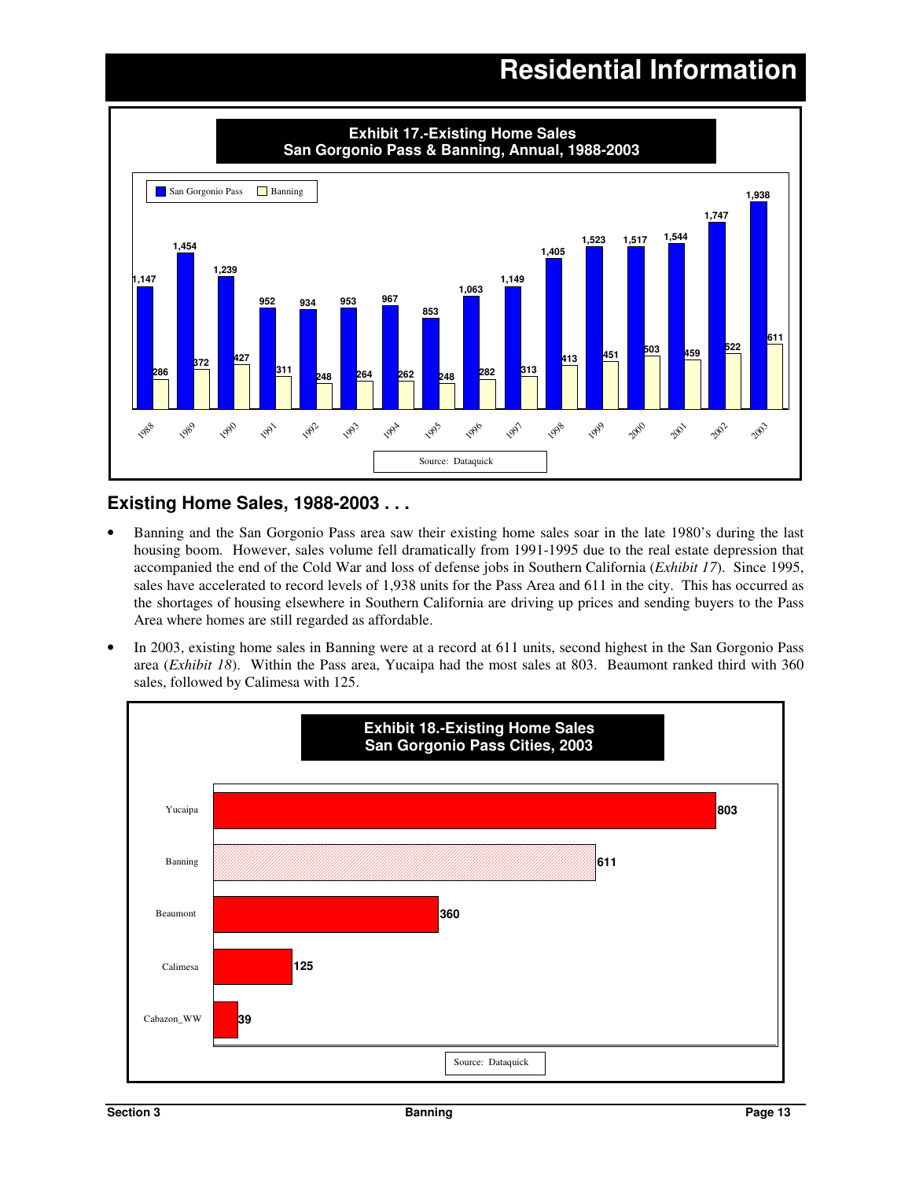# Residential Information

**Exhibit 17.-Existing Home Sales**
**San Gorgonio Pass & Banning, Annual, 1988-2003**

| Year | San Gorgonio Pass | Banning |
|---|---|---|
| 1988 | 1,147 | 286 |
| 1989 | 1,454 | 372 |
| 1990 | 1,239 | 427 |
| 1991 | 952 | 311 |
| 1992 | 934 | 248 |
| 1993 | 953 | 264 |
| 1994 | 967 | 262 |
| 1995 | 853 | 248 |
| 1996 | 1,063 | 282 |
| 1997 | 1,149 | 313 |
| 1998 | 1,405 | 413 |
| 1999 | 1,523 | 451 |
| 2000 | 1,517 | 503 |
| 2001 | 1,544 | 459 |
| 2002 | 1,747 | 522 |
| 2003 | 1,938 | 611 |

Source: Dataquick

## Existing Home Sales, 1988-2003 . . .

- Banning and the San Gorgonio Pass area saw their existing home sales soar in the late 1980's during the last housing boom. However, sales volume fell dramatically from 1991-1995 due to the real estate depression that accompanied the end of the Cold War and loss of defense jobs in Southern California (*Exhibit 17*). Since 1995, sales have accelerated to record levels of 1,938 units for the Pass Area and 611 in the city. This has occurred as the shortages of housing elsewhere in Southern California are driving up prices and sending buyers to the Pass Area where homes are still regarded as affordable.
- In 2003, existing home sales in Banning were at a record at 611 units, second highest in the San Gorgonio Pass area (*Exhibit 18*). Within the Pass area, Yucaipa had the most sales at 803. Beaumont ranked third with 360 sales, followed by Calimesa with 125.

**Exhibit 18.-Existing Home Sales**
**San Gorgonio Pass Cities, 2003**

| City | Sales |
|---|---|
| Yucaipa | 803 |
| Banning | 611 |
| Beaumont | 360 |
| Calimesa | 125 |
| Cabazon_WW | 39 |

Source: Dataquick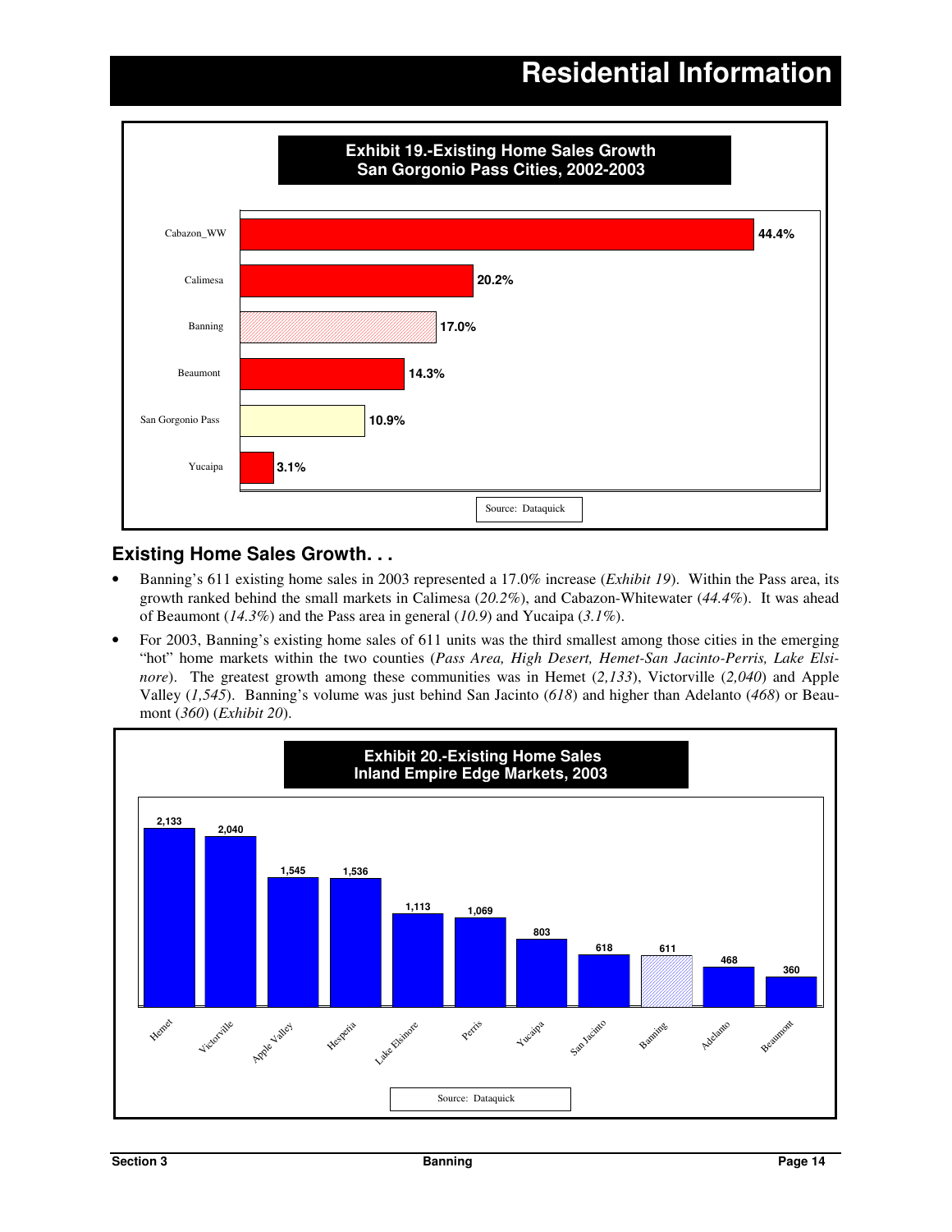# Residential Information

**Exhibit 19.-Existing Home Sales Growth San Gorgonio Pass Cities, 2002-2003**

| City | Growth |
|---|---|
| Cabazon_WW | 44.4% |
| Calimesa | 20.2% |
| Banning | 17.0% |
| Beaumont | 14.3% |
| San Gorgonio Pass | 10.9% |
| Yucaipa | 3.1% |

Source: Dataquick

## Existing Home Sales Growth. . .

- Banning's 611 existing home sales in 2003 represented a 17.0% increase (*Exhibit 19*). Within the Pass area, its growth ranked behind the small markets in Calimesa (*20.2%*), and Cabazon-Whitewater (*44.4%*). It was ahead of Beaumont (*14.3%*) and the Pass area in general (*10.9*) and Yucaipa (*3.1%*).
- For 2003, Banning's existing home sales of 611 units was the third smallest among those cities in the emerging "hot" home markets within the two counties (*Pass Area, High Desert, Hemet-San Jacinto-Perris, Lake Elsinore*). The greatest growth among these communities was in Hemet (*2,133*), Victorville (*2,040*) and Apple Valley (*1,545*). Banning's volume was just behind San Jacinto (*618*) and higher than Adelanto (*468*) or Beaumont (*360*) (*Exhibit 20*).

**Exhibit 20.-Existing Home Sales Inland Empire Edge Markets, 2003**

| City | Existing Home Sales |
|---|---|
| Hemet | 2,133 |
| Victorville | 2,040 |
| Apple Valley | 1,545 |
| Hesperia | 1,536 |
| Lake Elsinore | 1,113 |
| Perris | 1,069 |
| Yucaipa | 803 |
| San Jacinto | 618 |
| Banning | 611 |
| Adelanto | 468 |
| Beaumont | 360 |

Source: Dataquick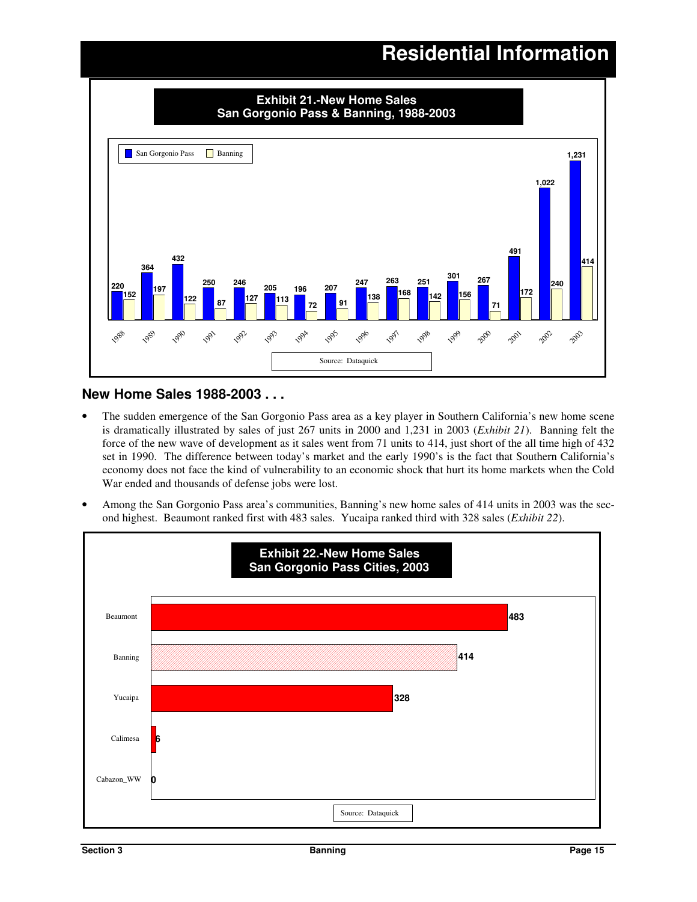# Residential Information

**Exhibit 21.-New Home Sales San Gorgonio Pass & Banning, 1988-2003**

| Year | San Gorgonio Pass | Banning |
|---|---|---|
| 1988 | 220 | 152 |
| 1989 | 364 | 197 |
| 1990 | 432 | 122 |
| 1991 | 250 | 87 |
| 1992 | 246 | 127 |
| 1993 | 205 | 113 |
| 1994 | 196 | 72 |
| 1995 | 207 | 91 |
| 1996 | 247 | 138 |
| 1997 | 263 | 168 |
| 1998 | 251 | 142 |
| 1999 | 301 | 156 |
| 2000 | 267 | 71 |
| 2001 | 491 | 172 |
| 2002 | 1,022 | 240 |
| 2003 | 1,231 | 414 |

Source: Dataquick

## New Home Sales 1988-2003 . . .

- The sudden emergence of the San Gorgonio Pass area as a key player in Southern California's new home scene is dramatically illustrated by sales of just 267 units in 2000 and 1,231 in 2003 (*Exhibit 21*). Banning felt the force of the new wave of development as it sales went from 71 units to 414, just short of the all time high of 432 set in 1990. The difference between today's market and the early 1990's is the fact that Southern California's economy does not face the kind of vulnerability to an economic shock that hurt its home markets when the Cold War ended and thousands of defense jobs were lost.
- Among the San Gorgonio Pass area's communities, Banning's new home sales of 414 units in 2003 was the second highest. Beaumont ranked first with 483 sales. Yucaipa ranked third with 328 sales (*Exhibit 22*).

**Exhibit 22.-New Home Sales San Gorgonio Pass Cities, 2003**

| City | New Home Sales |
|---|---|
| Beaumont | 483 |
| Banning | 414 |
| Yucaipa | 328 |
| Calimesa | 6 |
| Cabazon_WW | 0 |

Source: Dataquick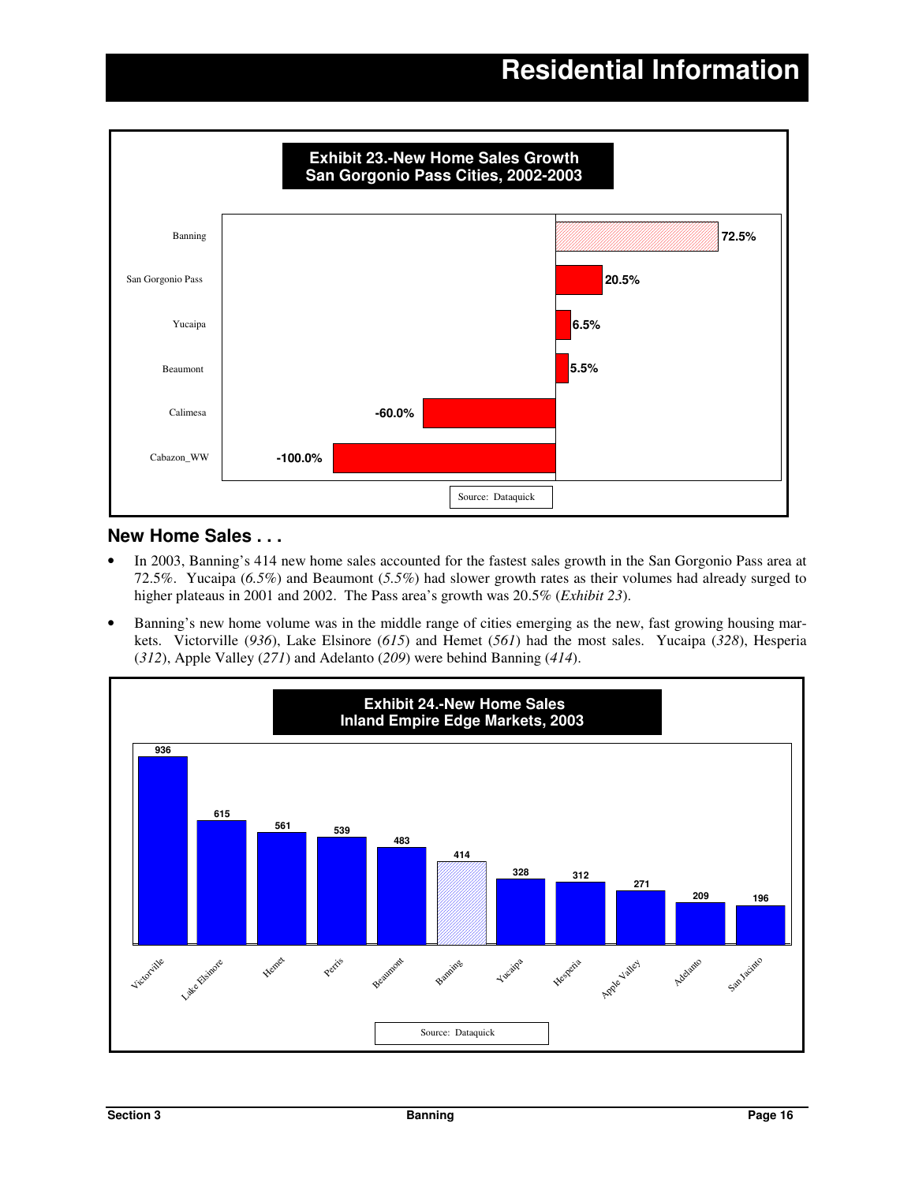# Residential Information

**Exhibit 23.-New Home Sales Growth San Gorgonio Pass Cities, 2002-2003**

| City | Growth |
|---|---|
| Banning | 72.5% |
| San Gorgonio Pass | 20.5% |
| Yucaipa | 6.5% |
| Beaumont | 5.5% |
| Calimesa | -60.0% |
| Cabazon_WW | -100.0% |

Source: Dataquick

## New Home Sales . . .

- In 2003, Banning's 414 new home sales accounted for the fastest sales growth in the San Gorgonio Pass area at 72.5%. Yucaipa (*6.5%*) and Beaumont (*5.5%*) had slower growth rates as their volumes had already surged to higher plateaus in 2001 and 2002. The Pass area's growth was 20.5% (*Exhibit 23*).
- Banning's new home volume was in the middle range of cities emerging as the new, fast growing housing markets. Victorville (*936*), Lake Elsinore (*615*) and Hemet (*561*) had the most sales. Yucaipa (*328*), Hesperia (*312*), Apple Valley (*271*) and Adelanto (*209*) were behind Banning (*414*).

**Exhibit 24.-New Home Sales Inland Empire Edge Markets, 2003**

| City | New Home Sales |
|---|---|
| Victorville | 936 |
| Lake Elsinore | 615 |
| Hemet | 561 |
| Perris | 539 |
| Beaumont | 483 |
| Banning | 414 |
| Yucaipa | 328 |
| Hesperia | 312 |
| Apple Valley | 271 |
| Adelanto | 209 |
| San Jacinto | 196 |

Source: Dataquick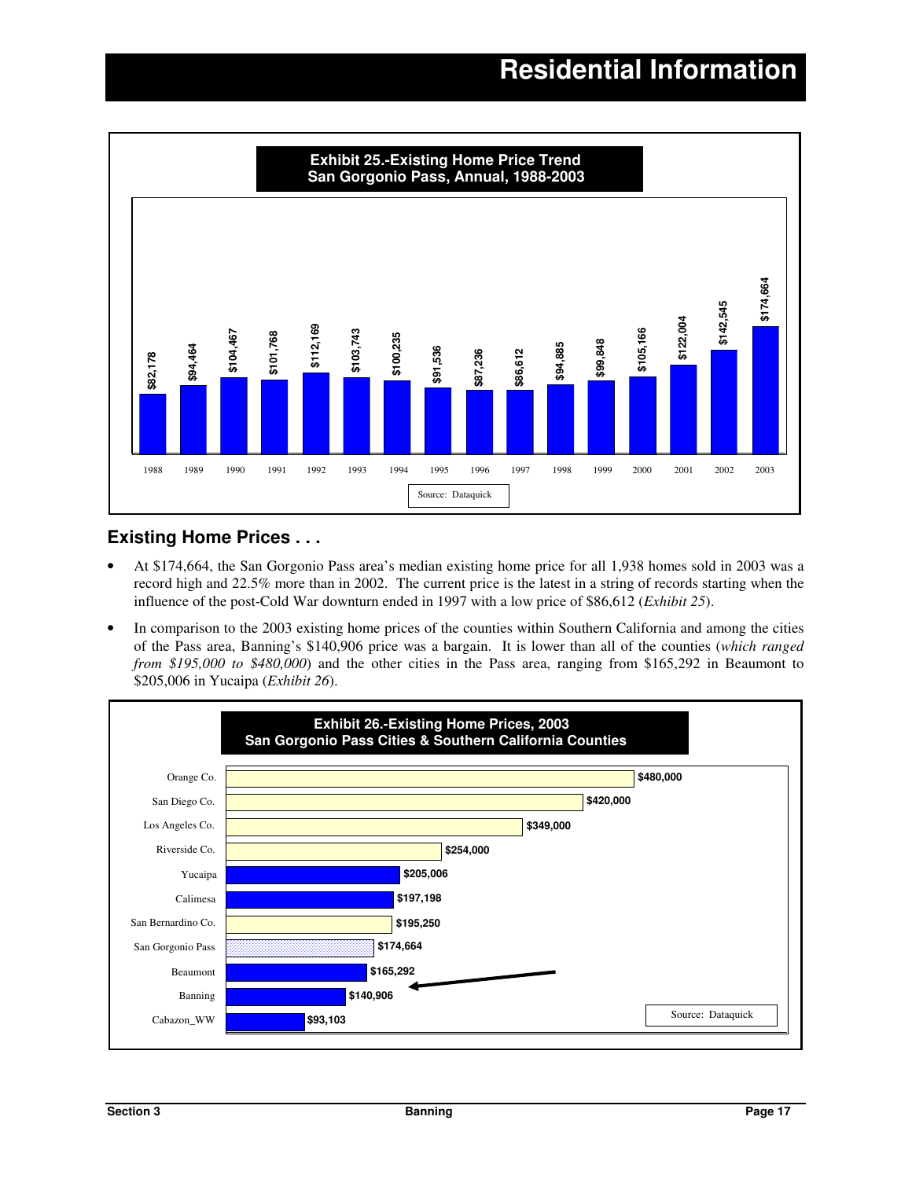# Residential Information

**Exhibit 25.-Existing Home Price Trend**
**San Gorgonio Pass, Annual, 1988-2003**

| Year | Price |
|---|---|
| 1988 | $82,178 |
| 1989 | $94,464 |
| 1990 | $104,467 |
| 1991 | $101,768 |
| 1992 | $112,169 |
| 1993 | $103,743 |
| 1994 | $100,235 |
| 1995 | $91,536 |
| 1996 | $87,236 |
| 1997 | $86,612 |
| 1998 | $94,885 |
| 1999 | $99,848 |
| 2000 | $105,166 |
| 2001 | $122,004 |
| 2002 | $142,545 |
| 2003 | $174,664 |

Source: Dataquick

## Existing Home Prices . . .

- At $174,664, the San Gorgonio Pass area's median existing home price for all 1,938 homes sold in 2003 was a record high and 22.5% more than in 2002. The current price is the latest in a string of records starting when the influence of the post-Cold War downturn ended in 1997 with a low price of $86,612 (*Exhibit 25*).
- In comparison to the 2003 existing home prices of the counties within Southern California and among the cities of the Pass area, Banning's $140,906 price was a bargain. It is lower than all of the counties (*which ranged from $195,000 to $480,000*) and the other cities in the Pass area, ranging from $165,292 in Beaumont to $205,006 in Yucaipa (*Exhibit 26*).

**Exhibit 26.-Existing Home Prices, 2003**
**San Gorgonio Pass Cities & Southern California Counties**

| Area | Price |
|---|---|
| Orange Co. | $480,000 |
| San Diego Co. | $420,000 |
| Los Angeles Co. | $349,000 |
| Riverside Co. | $254,000 |
| Yucaipa | $205,006 |
| Calimesa | $197,198 |
| San Bernardino Co. | $195,250 |
| San Gorgonio Pass | $174,664 |
| Beaumont | $165,292 |
| Banning | $140,906 |
| Cabazon_WW | $93,103 |

Source: Dataquick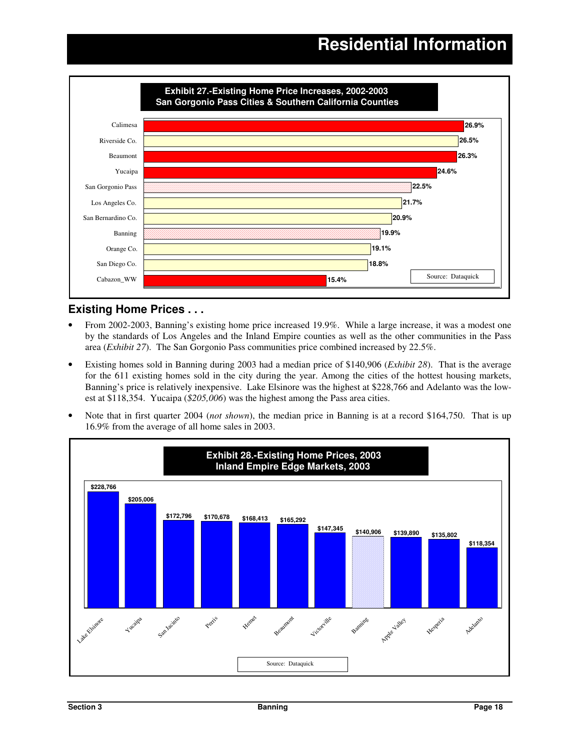# Residential Information

**Exhibit 27.-Existing Home Price Increases, 2002-2003**
**San Gorgonio Pass Cities & Southern California Counties**

| Area | Increase |
|---|---|
| Calimesa | 26.9% |
| Riverside Co. | 26.5% |
| Beaumont | 26.3% |
| Yucaipa | 24.6% |
| San Gorgonio Pass | 22.5% |
| Los Angeles Co. | 21.7% |
| San Bernardino Co. | 20.9% |
| Banning | 19.9% |
| Orange Co. | 19.1% |
| San Diego Co. | 18.8% |
| Cabazon_WW | 15.4% |

Source: Dataquick

## Existing Home Prices . . .

- From 2002-2003, Banning's existing home price increased 19.9%. While a large increase, it was a modest one by the standards of Los Angeles and the Inland Empire counties as well as the other communities in the Pass area (*Exhibit 27*). The San Gorgonio Pass communities price combined increased by 22.5%.
- Existing homes sold in Banning during 2003 had a median price of $140,906 (*Exhibit 28*). That is the average for the 611 existing homes sold in the city during the year. Among the cities of the hottest housing markets, Banning's price is relatively inexpensive. Lake Elsinore was the highest at $228,766 and Adelanto was the lowest at $118,354. Yucaipa (*$205,006*) was the highest among the Pass area cities.
- Note that in first quarter 2004 (*not shown*), the median price in Banning is at a record $164,750. That is up 16.9% from the average of all home sales in 2003.

**Exhibit 28.-Existing Home Prices, 2003**
**Inland Empire Edge Markets, 2003**

| City | Price |
|---|---|
| Lake Elsinore | $228,766 |
| Yucaipa | $205,006 |
| San Jacinto | $172,796 |
| Perris | $170,678 |
| Hemet | $168,413 |
| Beaumont | $165,292 |
| Victorville | $147,345 |
| Banning | $140,906 |
| Apple Valley | $139,890 |
| Hesperia | $135,802 |
| Adelanto | $118,354 |

Source: Dataquick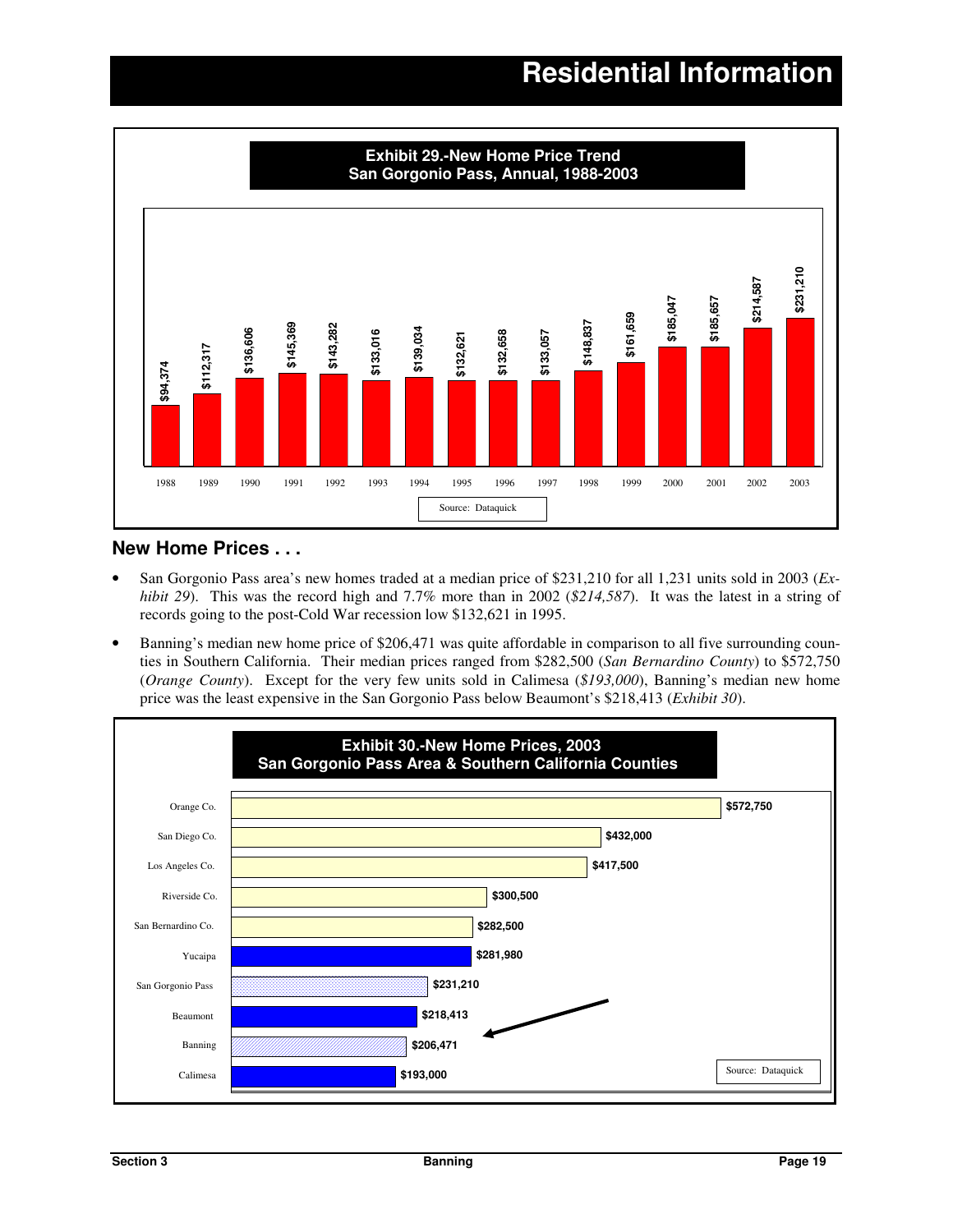# Residential Information

**Exhibit 29.-New Home Price Trend**
**San Gorgonio Pass, Annual, 1988-2003**

| Year | Price |
|---|---|
| 1988 | $94,374 |
| 1989 | $112,317 |
| 1990 | $136,606 |
| 1991 | $145,369 |
| 1992 | $143,282 |
| 1993 | $133,016 |
| 1994 | $139,034 |
| 1995 | $132,621 |
| 1996 | $132,658 |
| 1997 | $133,057 |
| 1998 | $148,837 |
| 1999 | $161,659 |
| 2000 | $185,047 |
| 2001 | $185,657 |
| 2002 | $214,587 |
| 2003 | $231,210 |

Source: Dataquick

## New Home Prices . . .

- San Gorgonio Pass area's new homes traded at a median price of $231,210 for all 1,231 units sold in 2003 (*Exhibit 29*). This was the record high and 7.7% more than in 2002 (*$214,587*). It was the latest in a string of records going to the post-Cold War recession low $132,621 in 1995.
- Banning's median new home price of $206,471 was quite affordable in comparison to all five surrounding counties in Southern California. Their median prices ranged from $282,500 (*San Bernardino County*) to $572,750 (*Orange County*). Except for the very few units sold in Calimesa (*$193,000*), Banning's median new home price was the least expensive in the San Gorgonio Pass below Beaumont's $218,413 (*Exhibit 30*).

**Exhibit 30.-New Home Prices, 2003**
**San Gorgonio Pass Area & Southern California Counties**

| Area | Price |
|---|---|
| Orange Co. | $572,750 |
| San Diego Co. | $432,000 |
| Los Angeles Co. | $417,500 |
| Riverside Co. | $300,500 |
| San Bernardino Co. | $282,500 |
| Yucaipa | $281,980 |
| San Gorgonio Pass | $231,210 |
| Beaumont | $218,413 |
| Banning | $206,471 |
| Calimesa | $193,000 |

Source: Dataquick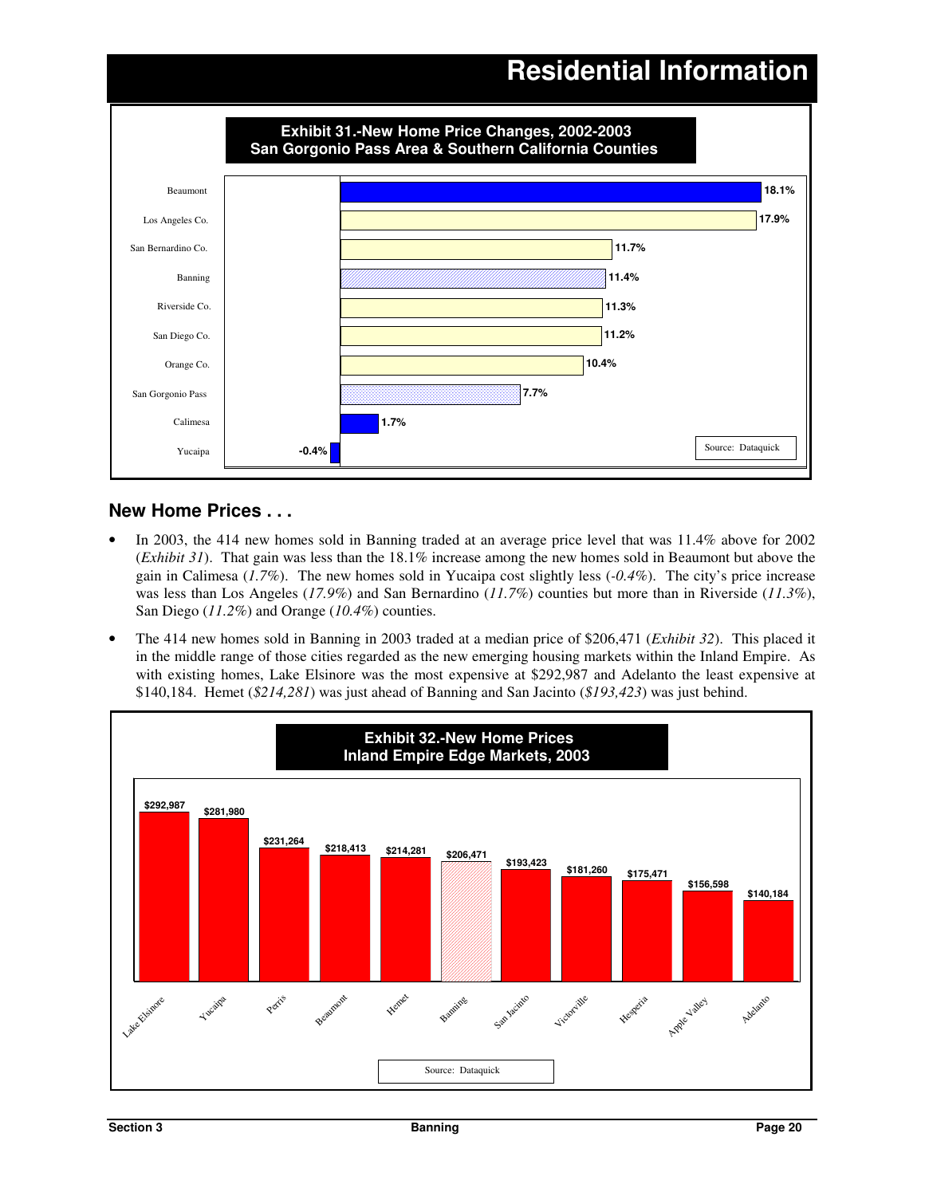# Residential Information

**Exhibit 31.-New Home Price Changes, 2002-2003**
**San Gorgonio Pass Area & Southern California Counties**

| Area | Change |
|---|---|
| Beaumont | 18.1% |
| Los Angeles Co. | 17.9% |
| San Bernardino Co. | 11.7% |
| Banning | 11.4% |
| Riverside Co. | 11.3% |
| San Diego Co. | 11.2% |
| Orange Co. | 10.4% |
| San Gorgonio Pass | 7.7% |
| Calimesa | 1.7% |
| Yucaipa | -0.4% |

Source: Dataquick

## New Home Prices . . .

- In 2003, the 414 new homes sold in Banning traded at an average price level that was 11.4% above for 2002 (*Exhibit 31*). That gain was less than the 18.1% increase among the new homes sold in Beaumont but above the gain in Calimesa (*1.7%*). The new homes sold in Yucaipa cost slightly less (*-0.4%*). The city's price increase was less than Los Angeles (*17.9%*) and San Bernardino (*11.7%*) counties but more than in Riverside (*11.3%*), San Diego (*11.2%*) and Orange (*10.4%*) counties.
- The 414 new homes sold in Banning in 2003 traded at a median price of $206,471 (*Exhibit 32*). This placed it in the middle range of those cities regarded as the new emerging housing markets within the Inland Empire. As with existing homes, Lake Elsinore was the most expensive at $292,987 and Adelanto the least expensive at $140,184. Hemet (*$214,281*) was just ahead of Banning and San Jacinto (*$193,423*) was just behind.

**Exhibit 32.-New Home Prices**
**Inland Empire Edge Markets, 2003**

| City | Price |
|---|---|
| Lake Elsinore | $292,987 |
| Yucaipa | $281,980 |
| Perris | $231,264 |
| Beaumont | $218,413 |
| Hemet | $214,281 |
| Banning | $206,471 |
| San Jacinto | $193,423 |
| Victorville | $181,260 |
| Hesperia | $175,471 |
| Apple Valley | $156,598 |
| Adelanto | $140,184 |

Source: Dataquick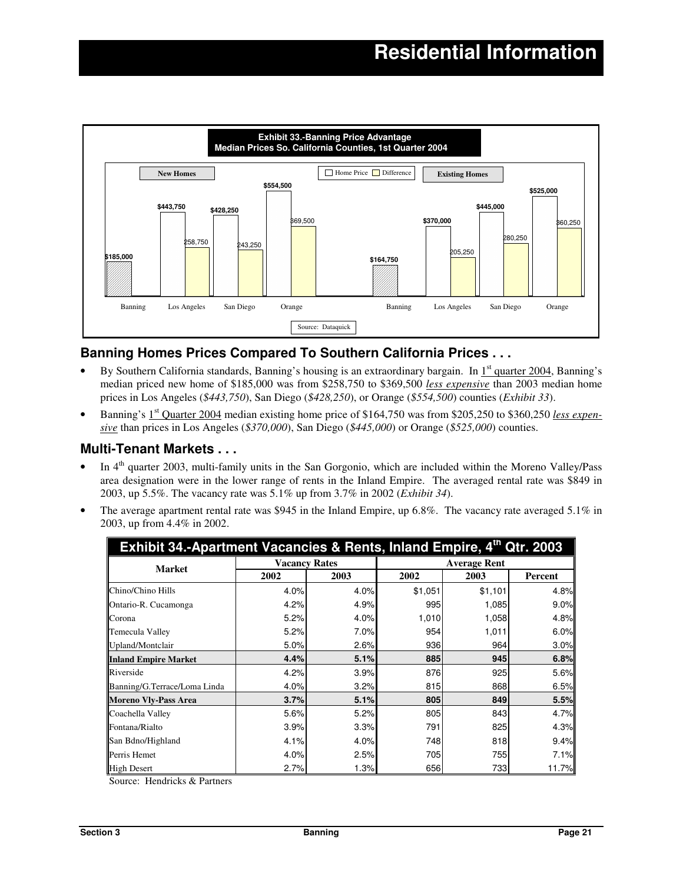# Residential Information

**Exhibit 33.-Banning Price Advantage**
**Median Prices So. California Counties, 1st Quarter 2004**

| | New Homes: Home Price | New Homes: Difference | Existing Homes: Home Price | Existing Homes: Difference |
|---|---|---|---|---|
| Banning | $185,000 | | $164,750 | |
| Los Angeles | $443,750 | 258,750 | $370,000 | 205,250 |
| San Diego | $428,250 | 243,250 | $445,000 | 280,250 |
| Orange | $554,500 | 369,500 | $525,000 | 360,250 |

Source: Dataquick

## Banning Homes Prices Compared To Southern California Prices . . .

- By Southern California standards, Banning's housing is an extraordinary bargain. In 1st quarter 2004, Banning's median priced new home of $185,000 was from $258,750 to $369,500 *less expensive* than 2003 median home prices in Los Angeles (*$443,750*), San Diego (*$428,250*), or Orange (*$554,500*) counties (*Exhibit 33*).
- Banning's 1st Quarter 2004 median existing home price of $164,750 was from $205,250 to $360,250 *less expensive* than prices in Los Angeles (*$370,000*), San Diego (*$445,000*) or Orange (*$525,000*) counties.

## Multi-Tenant Markets . . .

- In 4th quarter 2003, multi-family units in the San Gorgonio, which are included within the Moreno Valley/Pass area designation were in the lower range of rents in the Inland Empire. The averaged rental rate was $849 in 2003, up 5.5%. The vacancy rate was 5.1% up from 3.7% in 2002 (*Exhibit 34*).
- The average apartment rental rate was $945 in the Inland Empire, up 6.8%. The vacancy rate averaged 5.1% in 2003, up from 4.4% in 2002.

**Exhibit 34.-Apartment Vacancies & Rents, Inland Empire, 4th Qtr. 2003**

| Market | Vacancy Rates | | Average Rent | | |
|---|---|---|---|---|---|
| | 2002 | 2003 | 2002 | 2003 | Percent |
| Chino/Chino Hills | 4.0% | 4.0% | $1,051 | $1,101 | 4.8% |
| Ontario-R. Cucamonga | 4.2% | 4.9% | 995 | 1,085 | 9.0% |
| Corona | 5.2% | 4.0% | 1,010 | 1,058 | 4.8% |
| Temecula Valley | 5.2% | 7.0% | 954 | 1,011 | 6.0% |
| Upland/Montclair | 5.0% | 2.6% | 936 | 964 | 3.0% |
| **Inland Empire Market** | **4.4%** | **5.1%** | **885** | **945** | **6.8%** |
| Riverside | 4.2% | 3.9% | 876 | 925 | 5.6% |
| Banning/G.Terrace/Loma Linda | 4.0% | 3.2% | 815 | 868 | 6.5% |
| **Moreno Vly-Pass Area** | **3.7%** | **5.1%** | **805** | **849** | **5.5%** |
| Coachella Valley | 5.6% | 5.2% | 805 | 843 | 4.7% |
| Fontana/Rialto | 3.9% | 3.3% | 791 | 825 | 4.3% |
| San Bdno/Highland | 4.1% | 4.0% | 748 | 818 | 9.4% |
| Perris Hemet | 4.0% | 2.5% | 705 | 755 | 7.1% |
| High Desert | 2.7% | 1.3% | 656 | 733 | 11.7% |

Source: Hendricks & Partners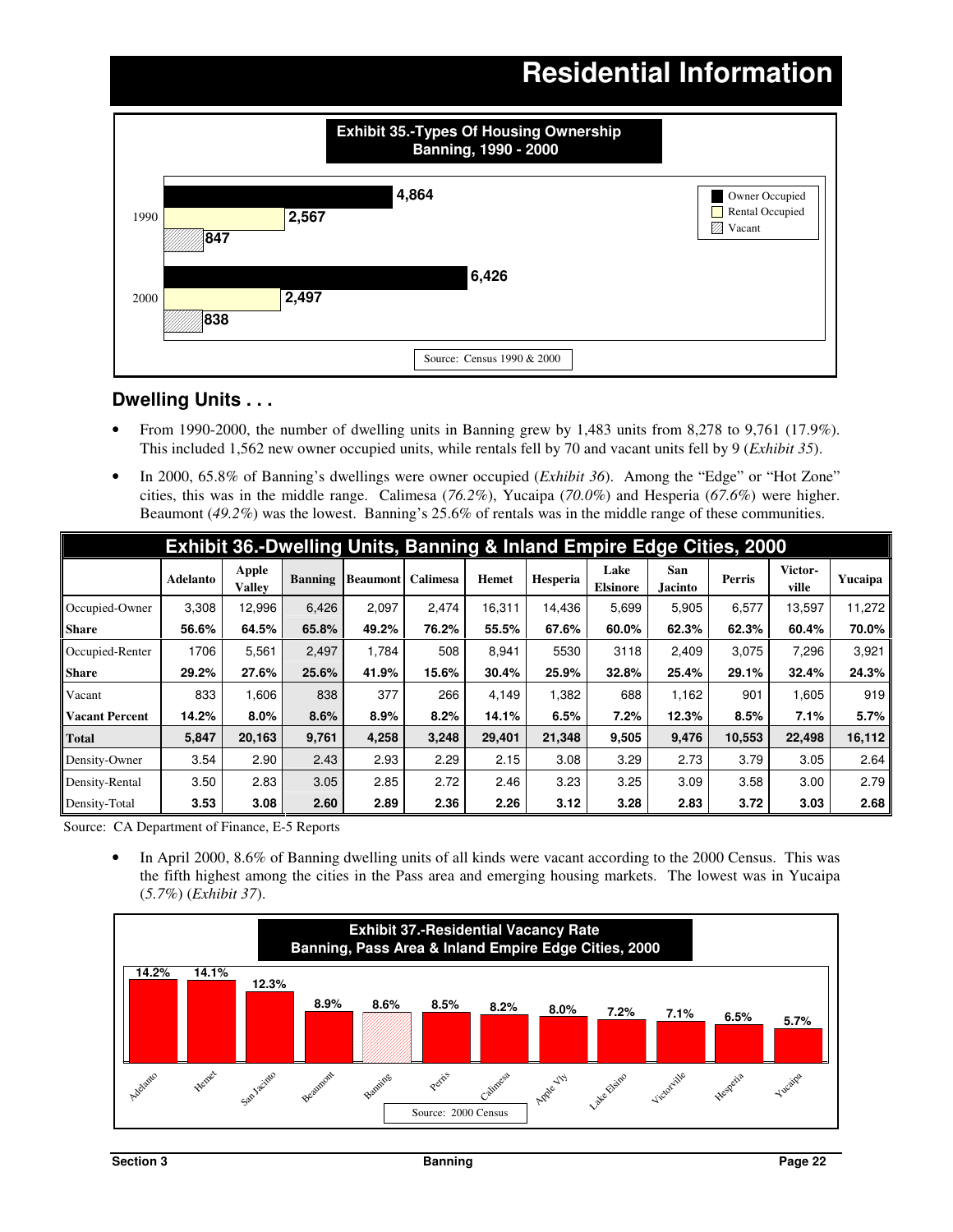# Residential Information

**Exhibit 35.-Types Of Housing Ownership Banning, 1990 - 2000**

| | Owner Occupied | Rental Occupied | Vacant |
|---|---|---|---|
| 1990 | 4,864 | 2,567 | 847 |
| 2000 | 6,426 | 2,497 | 838 |

Source: Census 1990 & 2000

## Dwelling Units . . .

- From 1990-2000, the number of dwelling units in Banning grew by 1,483 units from 8,278 to 9,761 (17.9%). This included 1,562 new owner occupied units, while rentals fell by 70 and vacant units fell by 9 (*Exhibit 35*).
- In 2000, 65.8% of Banning's dwellings were owner occupied (*Exhibit 36*). Among the "Edge" or "Hot Zone" cities, this was in the middle range. Calimesa (*76.2%*), Yucaipa (*70.0%*) and Hesperia (*67.6%*) were higher. Beaumont (*49.2%*) was the lowest. Banning's 25.6% of rentals was in the middle range of these communities.

**Exhibit 36.-Dwelling Units, Banning & Inland Empire Edge Cities, 2000**

| | Adelanto | Apple Valley | Banning | Beaumont | Calimesa | Hemet | Hesperia | Lake Elsinore | San Jacinto | Perris | Victor-ville | Yucaipa |
|---|---|---|---|---|---|---|---|---|---|---|---|---|
| Occupied-Owner | 3,308 | 12,996 | 6,426 | 2,097 | 2,474 | 16,311 | 14,436 | 5,699 | 5,905 | 6,577 | 13,597 | 11,272 |
| **Share** | **56.6%** | **64.5%** | **65.8%** | **49.2%** | **76.2%** | **55.5%** | **67.6%** | **60.0%** | **62.3%** | **62.3%** | **60.4%** | **70.0%** |
| Occupied-Renter | 1706 | 5,561 | 2,497 | 1,784 | 508 | 8,941 | 5530 | 3118 | 2,409 | 3,075 | 7,296 | 3,921 |
| **Share** | **29.2%** | **27.6%** | **25.6%** | **41.9%** | **15.6%** | **30.4%** | **25.9%** | **32.8%** | **25.4%** | **29.1%** | **32.4%** | **24.3%** |
| Vacant | 833 | 1,606 | 838 | 377 | 266 | 4,149 | 1,382 | 688 | 1,162 | 901 | 1,605 | 919 |
| **Vacant Percent** | **14.2%** | **8.0%** | **8.6%** | **8.9%** | **8.2%** | **14.1%** | **6.5%** | **7.2%** | **12.3%** | **8.5%** | **7.1%** | **5.7%** |
| **Total** | **5,847** | **20,163** | **9,761** | **4,258** | **3,248** | **29,401** | **21,348** | **9,505** | **9,476** | **10,553** | **22,498** | **16,112** |
| Density-Owner | 3.54 | 2.90 | 2.43 | 2.93 | 2.29 | 2.15 | 3.08 | 3.29 | 2.73 | 3.79 | 3.05 | 2.64 |
| Density-Rental | 3.50 | 2.83 | 3.05 | 2.85 | 2.72 | 2.46 | 3.23 | 3.25 | 3.09 | 3.58 | 3.00 | 2.79 |
| Density-Total | **3.53** | **3.08** | **2.60** | **2.89** | **2.36** | **2.26** | **3.12** | **3.28** | **2.83** | **3.72** | **3.03** | **2.68** |

Source: CA Department of Finance, E-5 Reports

- In April 2000, 8.6% of Banning dwelling units of all kinds were vacant according to the 2000 Census. This was the fifth highest among the cities in the Pass area and emerging housing markets. The lowest was in Yucaipa (*5.7%*) (*Exhibit 37*).

**Exhibit 37.-Residential Vacancy Rate Banning, Pass Area & Inland Empire Edge Cities, 2000**

| City | Vacancy Rate |
|---|---|
| Adelanto | 14.2% |
| Hemet | 14.1% |
| San Jacinto | 12.3% |
| Beaumont | 8.9% |
| Banning | 8.6% |
| Perris | 8.5% |
| Calimesa | 8.2% |
| Apple Vly | 8.0% |
| Lake Elsino | 7.2% |
| Victorville | 7.1% |
| Hesperia | 6.5% |
| Yucaipa | 5.7% |

Source: 2000 Census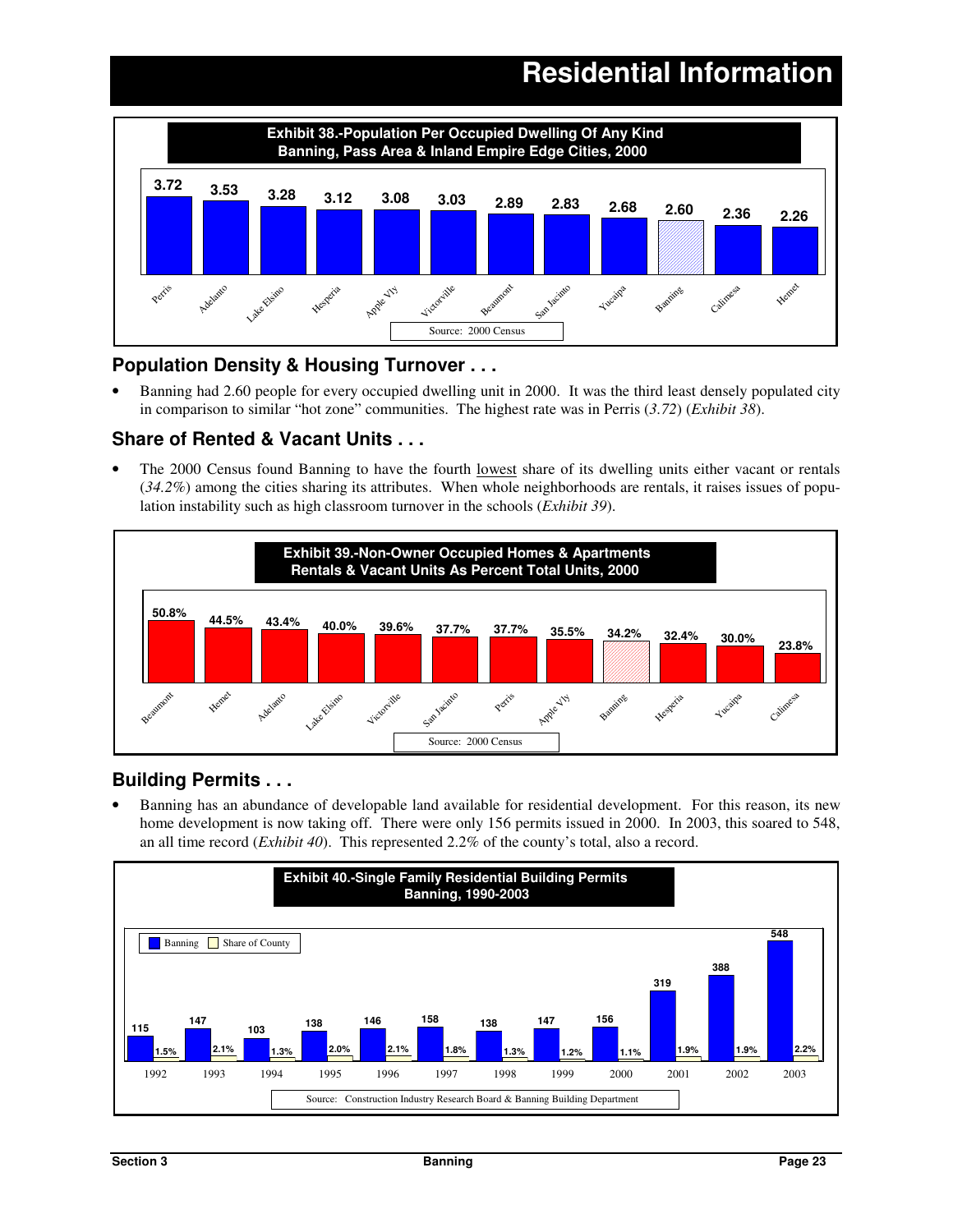# Residential Information

**Exhibit 38.-Population Per Occupied Dwelling Of Any Kind**
**Banning, Pass Area & Inland Empire Edge Cities, 2000**

3.72 3.53 3.28 3.12 3.08 3.03 2.89 2.83 2.68 2.60 2.36 2.26

Perris Adelanto Lake Elsino Hesperia Apple Vly Victorville Beaumont San Jacinto Yucaipa Banning Calimesa Hemet

Source: 2000 Census

## Population Density & Housing Turnover . . .

- Banning had 2.60 people for every occupied dwelling unit in 2000. It was the third least densely populated city in comparison to similar "hot zone" communities. The highest rate was in Perris (*3.72*) (*Exhibit 38*).

## Share of Rented & Vacant Units . . .

- The 2000 Census found Banning to have the fourth lowest share of its dwelling units either vacant or rentals (*34.2%*) among the cities sharing its attributes. When whole neighborhoods are rentals, it raises issues of population instability such as high classroom turnover in the schools (*Exhibit 39*).

**Exhibit 39.-Non-Owner Occupied Homes & Apartments**
**Rentals & Vacant Units As Percent Total Units, 2000**

50.8% 44.5% 43.4% 40.0% 39.6% 37.7% 37.7% 35.5% 34.2% 32.4% 30.0% 23.8%

Beaumont Hemet Adelanto Lake Elsino Victorville San Jacinto Perris Apple Vly Banning Hesperia Yucaipa Calimesa

Source: 2000 Census

## Building Permits . . .

- Banning has an abundance of developable land available for residential development. For this reason, its new home development is now taking off. There were only 156 permits issued in 2000. In 2003, this soared to 548, an all time record (*Exhibit 40*). This represented 2.2% of the county's total, also a record.

**Exhibit 40.-Single Family Residential Building Permits**
**Banning, 1990-2003**

Banning / Share of County

1992: 115, 1.5%
1993: 147, 2.1%
1994: 103, 1.3%
1995: 138, 2.0%
1996: 146, 2.1%
1997: 158, 1.8%
1998: 138, 1.3%
1999: 147, 1.2%
2000: 156, 1.1%
2001: 319, 1.9%
2002: 388, 1.9%
2003: 548, 2.2%

Source: Construction Industry Research Board & Banning Building Department